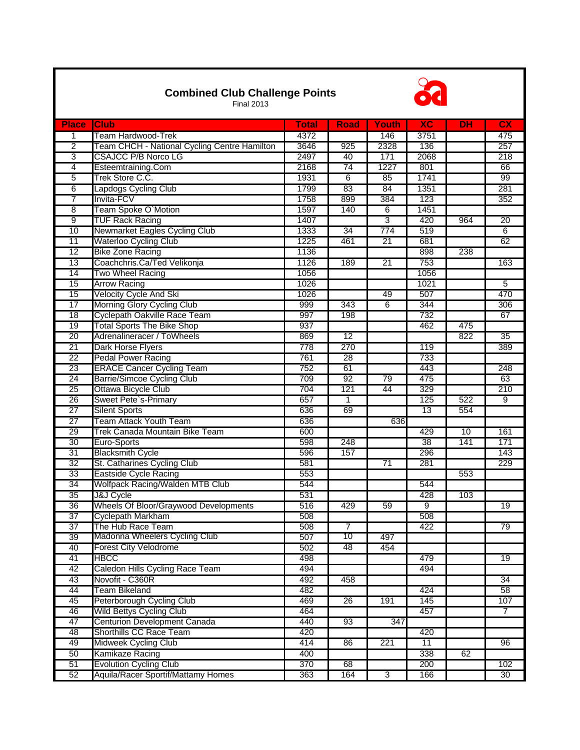## Combined Club Challenge Points

Final 2013

| Place | Club | Total | Road | Youth | XC | DH | CX |
|---|---|---|---|---|---|---|---|
| 1 | Team Hardwood-Trek | 4372 | | 146 | 3751 | | 475 |
| 2 | Team CHCH - National Cycling Centre Hamilton | 3646 | 925 | 2328 | 136 | | 257 |
| 3 | CSAJCC P/B Norco LG | 2497 | 40 | 171 | 2068 | | 218 |
| 4 | Esteemtraining.Com | 2168 | 74 | 1227 | 801 | | 66 |
| 5 | Trek Store C.C. | 1931 | 6 | 85 | 1741 | | 99 |
| 6 | Lapdogs Cycling Club | 1799 | 83 | 84 | 1351 | | 281 |
| 7 | Invita-FCV | 1758 | 899 | 384 | 123 | | 352 |
| 8 | Team Spoke O`Motion | 1597 | 140 | 6 | 1451 | | |
| 9 | TUF Rack Racing | 1407 | | 3 | 420 | 964 | 20 |
| 10 | Newmarket Eagles Cycling Club | 1333 | 34 | 774 | 519 | | 6 |
| 11 | Waterloo Cycling Club | 1225 | 461 | 21 | 681 | | 62 |
| 12 | Bike Zone Racing | 1136 | | | 898 | 238 | |
| 13 | Coachchris.Ca/Ted Velikonja | 1126 | 189 | 21 | 753 | | 163 |
| 14 | Two Wheel Racing | 1056 | | | 1056 | | |
| 15 | Arrow Racing | 1026 | | | 1021 | | 5 |
| 15 | Velocity Cycle And Ski | 1026 | | 49 | 507 | | 470 |
| 17 | Morning Glory Cycling Club | 999 | 343 | 6 | 344 | | 306 |
| 18 | Cyclepath Oakville Race Team | 997 | 198 | | 732 | | 67 |
| 19 | Total Sports The Bike Shop | 937 | | | 462 | 475 | |
| 20 | Adrenalineracer / ToWheels | 869 | 12 | | | 822 | 35 |
| 21 | Dark Horse Flyers | 778 | 270 | | 119 | | 389 |
| 22 | Pedal Power Racing | 761 | 28 | | 733 | | |
| 23 | ERACE Cancer Cycling Team | 752 | 61 | | 443 | | 248 |
| 24 | Barrie/Simcoe Cycling Club | 709 | 92 | 79 | 475 | | 63 |
| 25 | Ottawa Bicycle Club | 704 | 121 | 44 | 329 | | 210 |
| 26 | Sweet Pete`s-Primary | 657 | 1 | | 125 | 522 | 9 |
| 27 | Silent Sports | 636 | 69 | | 13 | 554 | |
| 27 | Team Attack Youth Team | 636 | | 636 | | | |
| 29 | Trek Canada Mountain Bike Team | 600 | | | 429 | 10 | 161 |
| 30 | Euro-Sports | 598 | 248 | | 38 | 141 | 171 |
| 31 | Blacksmith Cycle | 596 | 157 | | 296 | | 143 |
| 32 | St. Catharines Cycling Club | 581 | | 71 | 281 | | 229 |
| 33 | Eastside Cycle Racing | 553 | | | | 553 | |
| 34 | Wolfpack Racing/Walden MTB Club | 544 | | | 544 | | |
| 35 | J&J Cycle | 531 | | | 428 | 103 | |
| 36 | Wheels Of Bloor/Graywood Developments | 516 | 429 | 59 | 9 | | 19 |
| 37 | Cyclepath Markham | 508 | | | 508 | | |
| 37 | The Hub Race Team | 508 | 7 | | 422 | | 79 |
| 39 | Madonna Wheelers Cycling Club | 507 | 10 | 497 | | | |
| 40 | Forest City Velodrome | 502 | 48 | 454 | | | |
| 41 | HBCC | 498 | | | 479 | | 19 |
| 42 | Caledon Hills Cycling Race Team | 494 | | | 494 | | |
| 43 | Novofit - C360R | 492 | 458 | | | | 34 |
| 44 | Team Bikeland | 482 | | | 424 | | 58 |
| 45 | Peterborough Cycling Club | 469 | 26 | 191 | 145 | | 107 |
| 46 | Wild Bettys Cycling Club | 464 | | | 457 | | 7 |
| 47 | Centurion Development Canada | 440 | 93 | 347 | | | |
| 48 | Shorthills CC Race Team | 420 | | | 420 | | |
| 49 | Midweek Cycling Club | 414 | 86 | 221 | 11 | | 96 |
| 50 | Kamikaze Racing | 400 | | | 338 | 62 | |
| 51 | Evolution Cycling Club | 370 | 68 | | 200 | | 102 |
| 52 | Aquila/Racer Sportif/Mattamy Homes | 363 | 164 | 3 | 166 | | 30 |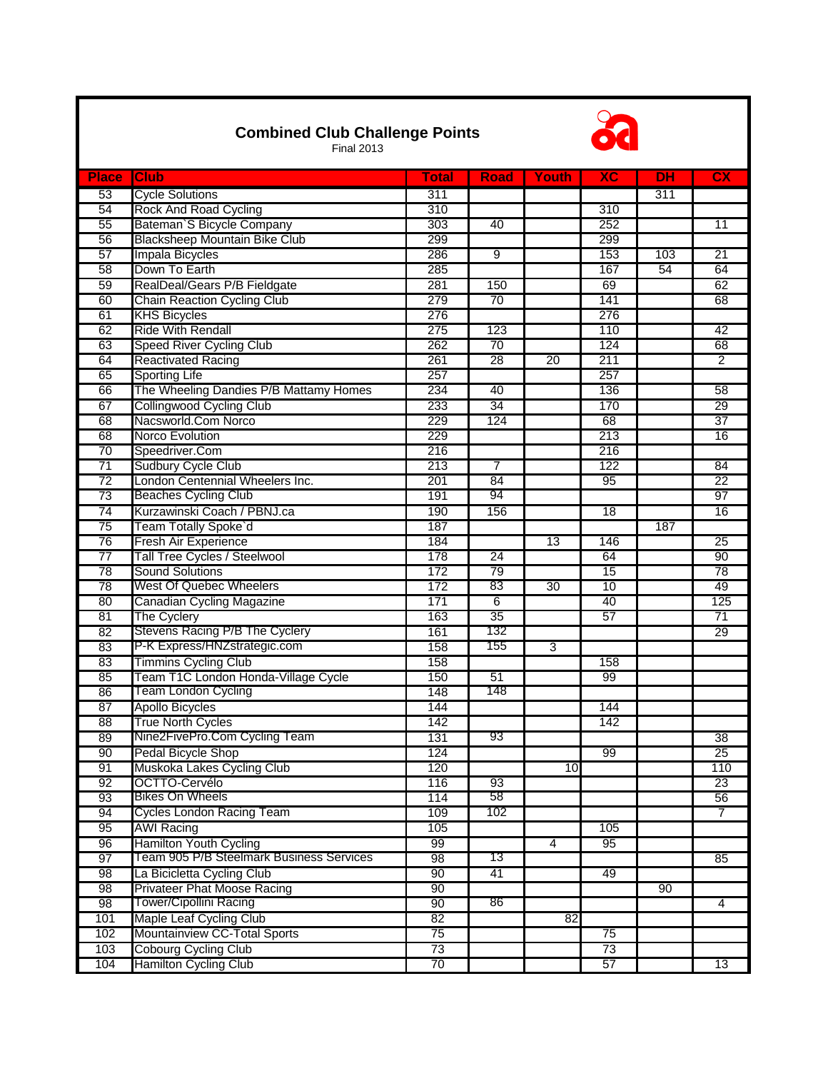## Combined Club Challenge Points

Final 2013

| Place | Club | Total | Road | Youth | XC | DH | CX |
|---|---|---|---|---|---|---|---|
| 53 | Cycle Solutions | 311 | | | | 311 | |
| 54 | Rock And Road Cycling | 310 | | | 310 | | |
| 55 | Bateman`S Bicycle Company | 303 | 40 | | 252 | | 11 |
| 56 | Blacksheep Mountain Bike Club | 299 | | | 299 | | |
| 57 | Impala Bicycles | 286 | 9 | | 153 | 103 | 21 |
| 58 | Down To Earth | 285 | | | 167 | 54 | 64 |
| 59 | RealDeal/Gears P/B Fieldgate | 281 | 150 | | 69 | | 62 |
| 60 | Chain Reaction Cycling Club | 279 | 70 | | 141 | | 68 |
| 61 | KHS Bicycles | 276 | | | 276 | | |
| 62 | Ride With Rendall | 275 | 123 | | 110 | | 42 |
| 63 | Speed River Cycling Club | 262 | 70 | | 124 | | 68 |
| 64 | Reactivated Racing | 261 | 28 | 20 | 211 | | 2 |
| 65 | Sporting Life | 257 | | | 257 | | |
| 66 | The Wheeling Dandies P/B Mattamy Homes | 234 | 40 | | 136 | | 58 |
| 67 | Collingwood Cycling Club | 233 | 34 | | 170 | | 29 |
| 68 | Nacsworld.Com Norco | 229 | 124 | | 68 | | 37 |
| 68 | Norco Evolution | 229 | | | 213 | | 16 |
| 70 | Speedriver.Com | 216 | | | 216 | | |
| 71 | Sudbury Cycle Club | 213 | 7 | | 122 | | 84 |
| 72 | London Centennial Wheelers Inc. | 201 | 84 | | 95 | | 22 |
| 73 | Beaches Cycling Club | 191 | 94 | | | | 97 |
| 74 | Kurzawinski Coach / PBNJ.ca | 190 | 156 | | 18 | | 16 |
| 75 | Team Totally Spoke`d | 187 | | | | 187 | |
| 76 | Fresh Air Experience | 184 | | 13 | 146 | | 25 |
| 77 | Tall Tree Cycles / Steelwool | 178 | 24 | | 64 | | 90 |
| 78 | Sound Solutions | 172 | 79 | | 15 | | 78 |
| 78 | West Of Quebec Wheelers | 172 | 83 | 30 | 10 | | 49 |
| 80 | Canadian Cycling Magazine | 171 | 6 | | 40 | | 125 |
| 81 | The Cyclery | 163 | 35 | | 57 | | 71 |
| 82 | Stevens Racing P/B The Cyclery | 161 | 132 | | | | 29 |
| 83 | P-K Express/HNZstrategic.com | 158 | 155 | 3 | | | |
| 83 | Timmins Cycling Club | 158 | | | 158 | | |
| 85 | Team T1C London Honda-Village Cycle | 150 | 51 | | 99 | | |
| 86 | Team London Cycling | 148 | 148 | | | | |
| 87 | Apollo Bicycles | 144 | | | 144 | | |
| 88 | True North Cycles | 142 | | | 142 | | |
| 89 | Nine2FivePro.Com Cycling Team | 131 | 93 | | | | 38 |
| 90 | Pedal Bicycle Shop | 124 | | | 99 | | 25 |
| 91 | Muskoka Lakes Cycling Club | 120 | | 10 | | | 110 |
| 92 | OCTTO-Cervélo | 116 | 93 | | | | 23 |
| 93 | Bikes On Wheels | 114 | 58 | | | | 56 |
| 94 | Cycles London Racing Team | 109 | 102 | | | | 7 |
| 95 | AWI Racing | 105 | | | 105 | | |
| 96 | Hamilton Youth Cycling | 99 | | 4 | 95 | | |
| 97 | Team 905 P/B Steelmark Business Services | 98 | 13 | | | | 85 |
| 98 | La Bicicletta Cycling Club | 90 | 41 | | 49 | | |
| 98 | Privateer Phat Moose Racing | 90 | | | | 90 | |
| 98 | Tower/Cipollini Racing | 90 | 86 | | | | 4 |
| 101 | Maple Leaf Cycling Club | 82 | | 82 | | | |
| 102 | Mountainview CC-Total Sports | 75 | | | 75 | | |
| 103 | Cobourg Cycling Club | 73 | | | 73 | | |
| 104 | Hamilton Cycling Club | 70 | | | 57 | | 13 |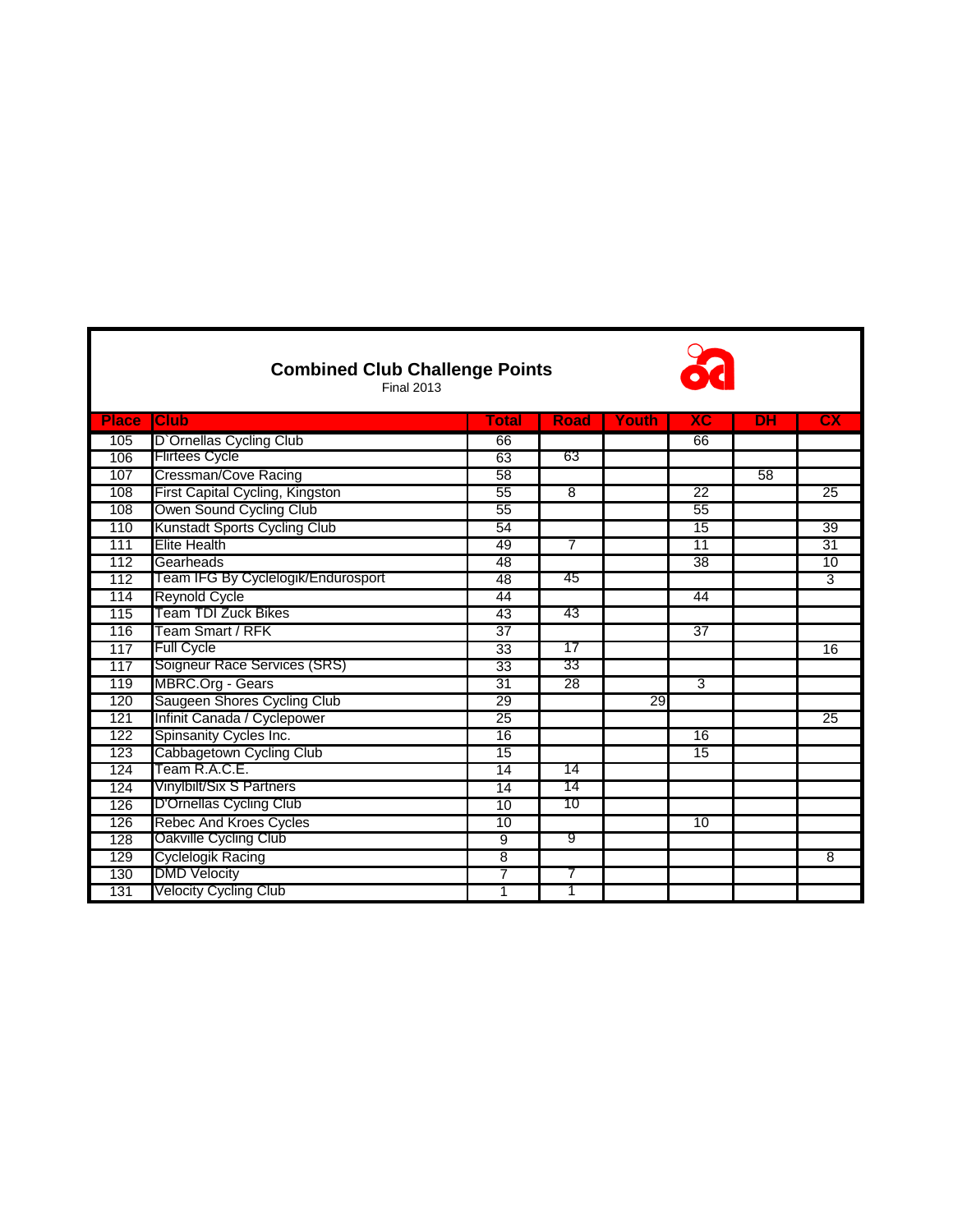## Combined Club Challenge Points

Final 2013

| Place | Club | Total | Road | Youth | XC | DH | CX |
|---|---|---|---|---|---|---|---|
| 105 | D`Ornellas Cycling Club | 66 | | | 66 | | |
| 106 | Flirtees Cycle | 63 | 63 | | | | |
| 107 | Cressman/Cove Racing | 58 | | | | 58 | |
| 108 | First Capital Cycling, Kingston | 55 | 8 | | 22 | | 25 |
| 108 | Owen Sound Cycling Club | 55 | | | 55 | | |
| 110 | Kunstadt Sports Cycling Club | 54 | | | 15 | | 39 |
| 111 | Elite Health | 49 | 7 | | 11 | | 31 |
| 112 | Gearheads | 48 | | | 38 | | 10 |
| 112 | Team IFG By Cyclelogik/Endurosport | 48 | 45 | | | | 3 |
| 114 | Reynold Cycle | 44 | | | 44 | | |
| 115 | Team TDI Zuck Bikes | 43 | 43 | | | | |
| 116 | Team Smart / RFK | 37 | | | 37 | | |
| 117 | Full Cycle | 33 | 17 | | | | 16 |
| 117 | Soigneur Race Services (SRS) | 33 | 33 | | | | |
| 119 | MBRC.Org - Gears | 31 | 28 | | 3 | | |
| 120 | Saugeen Shores Cycling Club | 29 | | 29 | | | |
| 121 | Infinit Canada / Cyclepower | 25 | | | | | 25 |
| 122 | Spinsanity Cycles Inc. | 16 | | | 16 | | |
| 123 | Cabbagetown Cycling Club | 15 | | | 15 | | |
| 124 | Team R.A.C.E. | 14 | 14 | | | | |
| 124 | Vinylbilt/Six S Partners | 14 | 14 | | | | |
| 126 | D'Ornellas Cycling Club | 10 | 10 | | | | |
| 126 | Rebec And Kroes Cycles | 10 | | | 10 | | |
| 128 | Oakville Cycling Club | 9 | 9 | | | | |
| 129 | Cyclelogik Racing | 8 | | | | | 8 |
| 130 | DMD Velocity | 7 | 7 | | | | |
| 131 | Velocity Cycling Club | 1 | 1 | | | | |